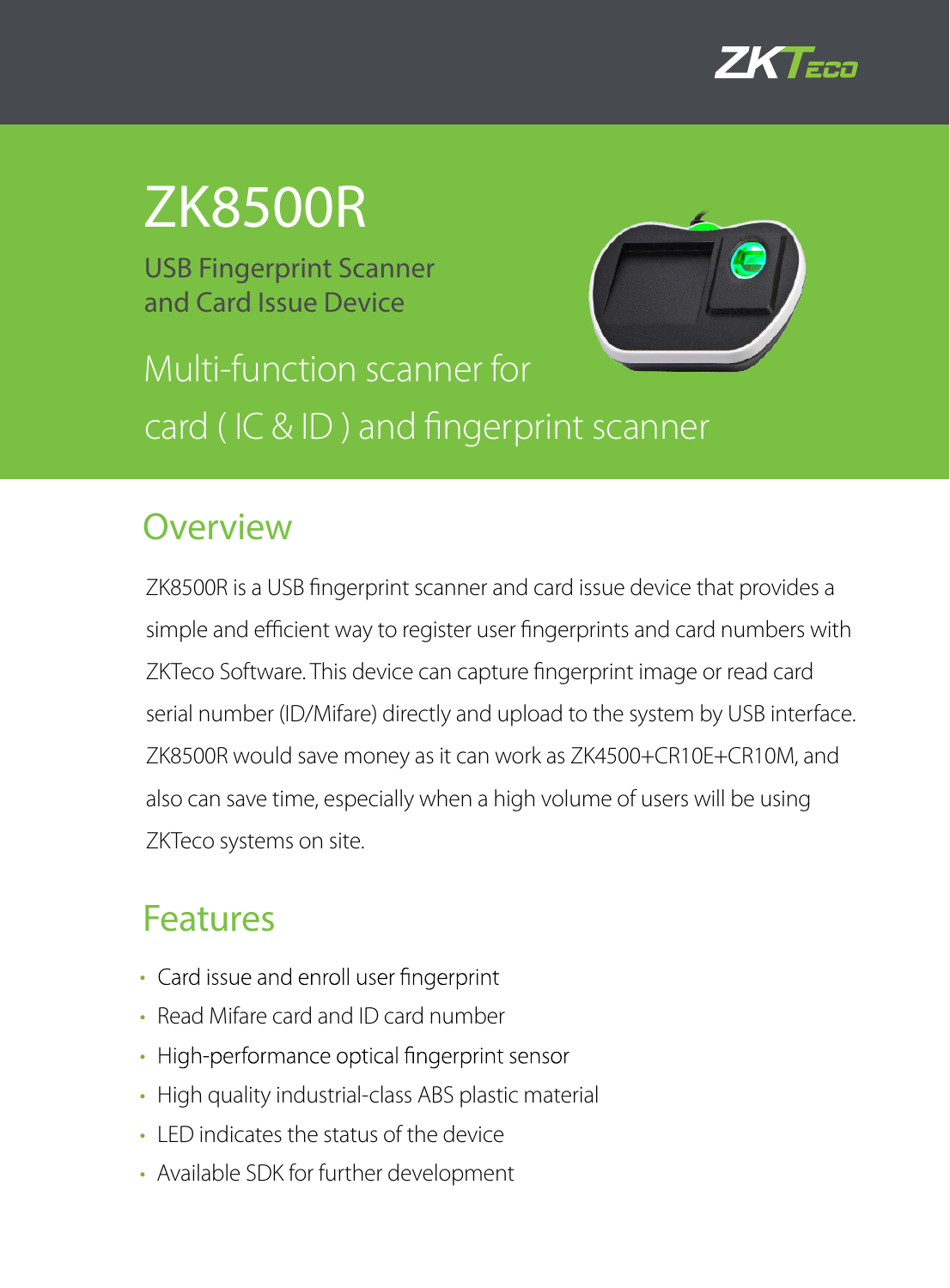# ZK8500R

USB Fingerprint Scanner
and Card Issue Device

Multi-function scanner for card ( IC & ID ) and fingerprint scanner

## Overview

ZK8500R is a USB fingerprint scanner and card issue device that provides a simple and efficient way to register user fingerprints and card numbers with ZKTeco Software. This device can capture fingerprint image or read card serial number (ID/Mifare) directly and upload to the system by USB interface. ZK8500R would save money as it can work as ZK4500+CR10E+CR10M, and also can save time, especially when a high volume of users will be using ZKTeco systems on site.

## Features

- Card issue and enroll user fingerprint
- Read Mifare card and ID card number
- High-performance optical fingerprint sensor
- High quality industrial-class ABS plastic material
- LED indicates the status of the device
- Available SDK for further development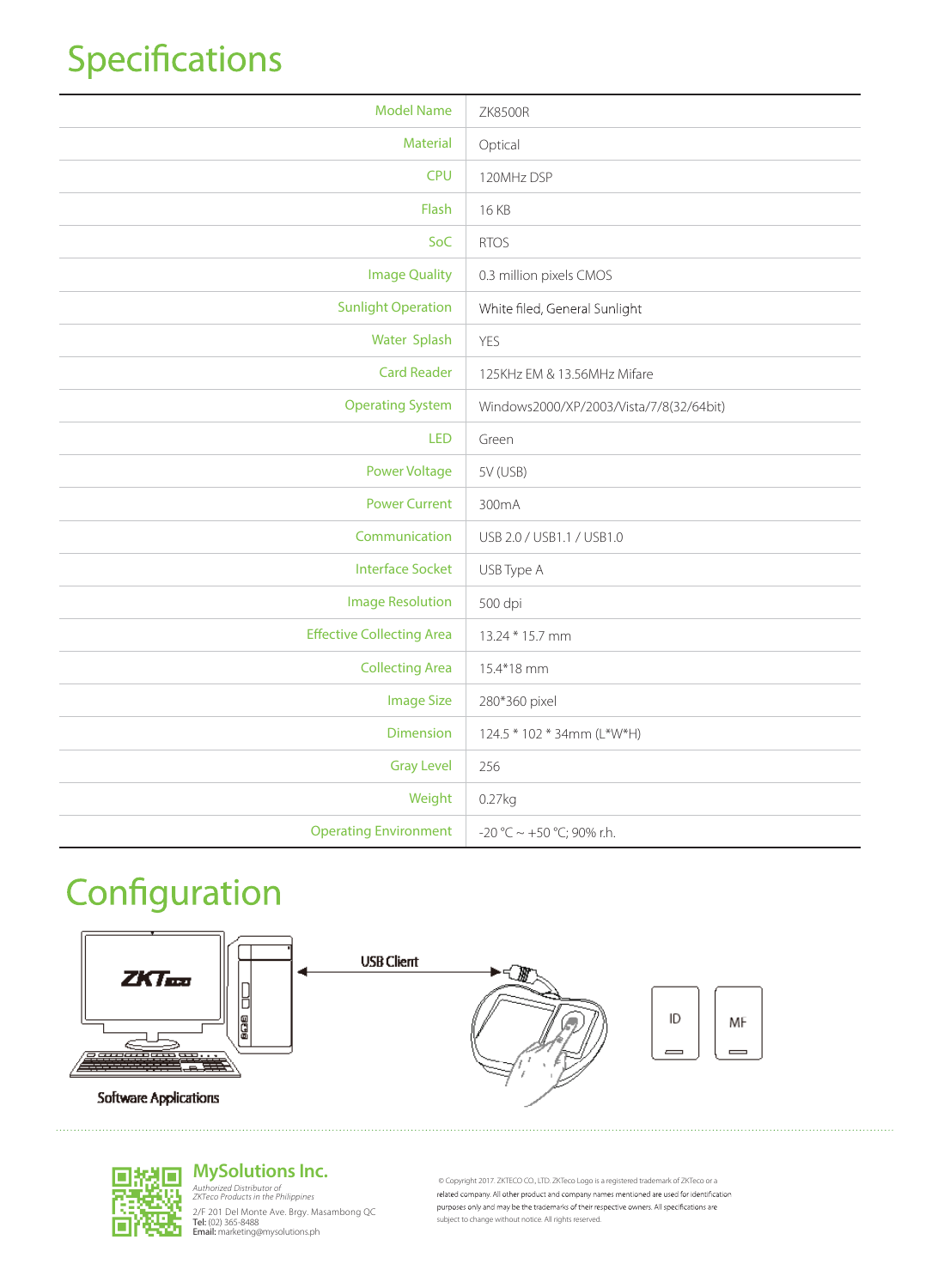# Specifications

| | |
|---|---|
| Model Name | ZK8500R |
| Material | Optical |
| CPU | 120MHz DSP |
| Flash | 16 KB |
| SoC | RTOS |
| Image Quality | 0.3 million pixels CMOS |
| Sunlight Operation | White filed, General Sunlight |
| Water Splash | YES |
| Card Reader | 125KHz EM & 13.56MHz Mifare |
| Operating System | Windows2000/XP/2003/Vista/7/8(32/64bit) |
| LED | Green |
| Power Voltage | 5V (USB) |
| Power Current | 300mA |
| Communication | USB 2.0 / USB1.1 / USB1.0 |
| Interface Socket | USB Type A |
| Image Resolution | 500 dpi |
| Effective Collecting Area | 13.24 * 15.7 mm |
| Collecting Area | 15.4*18 mm |
| Image Size | 280*360 pixel |
| Dimension | 124.5 * 102 * 34mm (L*W*H) |
| Gray Level | 256 |
| Weight | 0.27kg |
| Operating Environment | -20 °C ~ +50 °C; 90% r.h. |

# Configuration

USB Client

ID

MF

Software Applications

**MySolutions Inc.**

*Authorized Distributor of ZKTeco Products in the Philippines*

2/F 201 Del Monte Ave. Brgy. Masambong QC
**Tel:** (02) 365-8488
**Email:** marketing@mysolutions.ph

© Copyright 2017. ZKTECO CO., LTD. ZKTeco Logo is a registered trademark of ZKTeco or a related company. All other product and company names mentioned are used for identification purposes only and may be the trademarks of their respective owners. All specifications are subject to change without notice. All rights reserved.